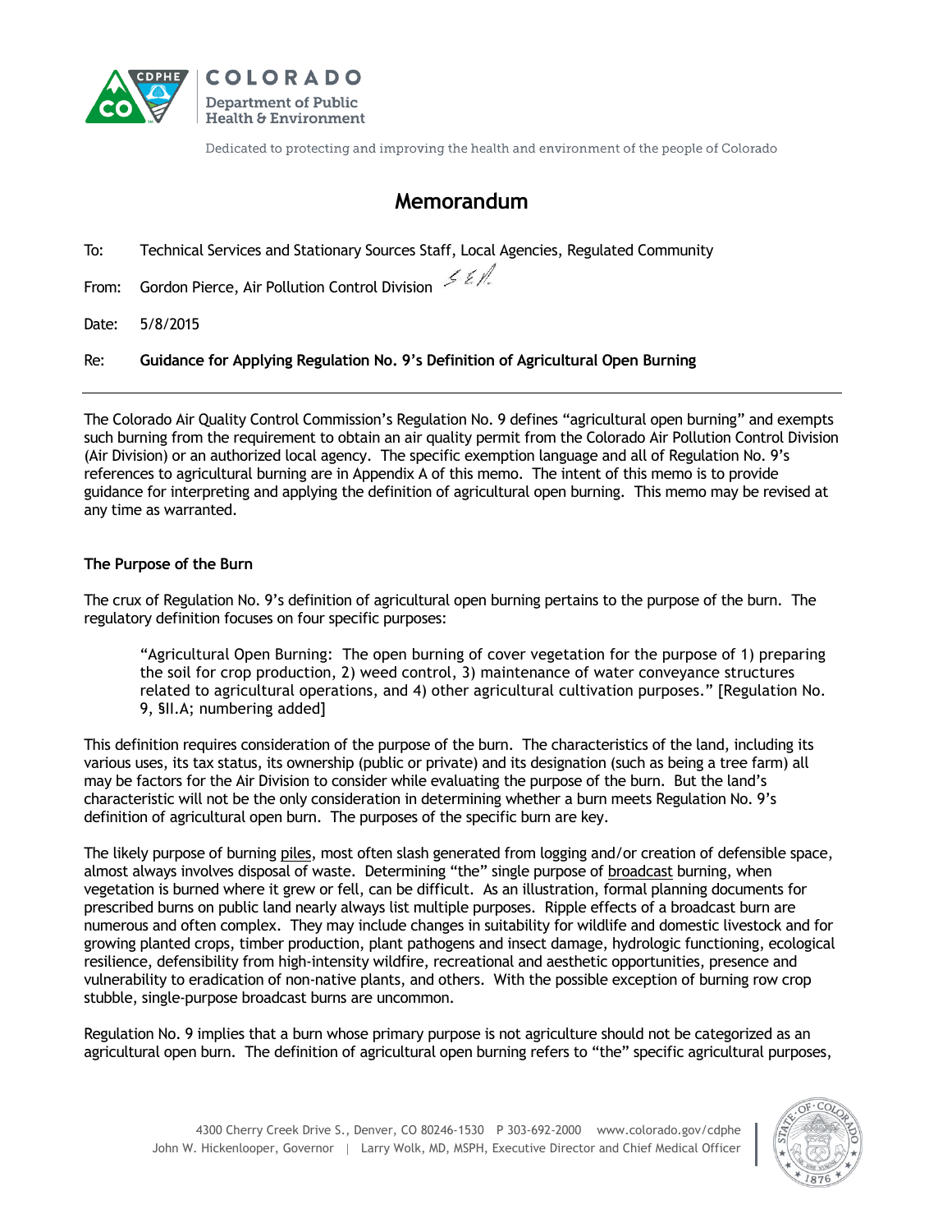COLORADO
Department of Public Health & Environment

Dedicated to protecting and improving the health and environment of the people of Colorado

# Memorandum

To: Technical Services and Stationary Sources Staff, Local Agencies, Regulated Community

From: Gordon Pierce, Air Pollution Control Division

Date: 5/8/2015

Re: **Guidance for Applying Regulation No. 9's Definition of Agricultural Open Burning**

---

The Colorado Air Quality Control Commission's Regulation No. 9 defines "agricultural open burning" and exempts such burning from the requirement to obtain an air quality permit from the Colorado Air Pollution Control Division (Air Division) or an authorized local agency. The specific exemption language and all of Regulation No. 9's references to agricultural burning are in Appendix A of this memo. The intent of this memo is to provide guidance for interpreting and applying the definition of agricultural open burning. This memo may be revised at any time as warranted.

### The Purpose of the Burn

The crux of Regulation No. 9's definition of agricultural open burning pertains to the purpose of the burn. The regulatory definition focuses on four specific purposes:

> "Agricultural Open Burning: The open burning of cover vegetation for the purpose of 1) preparing the soil for crop production, 2) weed control, 3) maintenance of water conveyance structures related to agricultural operations, and 4) other agricultural cultivation purposes." [Regulation No. 9, §II.A; numbering added]

This definition requires consideration of the purpose of the burn. The characteristics of the land, including its various uses, its tax status, its ownership (public or private) and its designation (such as being a tree farm) all may be factors for the Air Division to consider while evaluating the purpose of the burn. But the land's characteristic will not be the only consideration in determining whether a burn meets Regulation No. 9's definition of agricultural open burn. The purposes of the specific burn are key.

The likely purpose of burning piles, most often slash generated from logging and/or creation of defensible space, almost always involves disposal of waste. Determining "the" single purpose of broadcast burning, when vegetation is burned where it grew or fell, can be difficult. As an illustration, formal planning documents for prescribed burns on public land nearly always list multiple purposes. Ripple effects of a broadcast burn are numerous and often complex. They may include changes in suitability for wildlife and domestic livestock and for growing planted crops, timber production, plant pathogens and insect damage, hydrologic functioning, ecological resilience, defensibility from high-intensity wildfire, recreational and aesthetic opportunities, presence and vulnerability to eradication of non-native plants, and others. With the possible exception of burning row crop stubble, single-purpose broadcast burns are uncommon.

Regulation No. 9 implies that a burn whose primary purpose is not agriculture should not be categorized as an agricultural open burn. The definition of agricultural open burning refers to "the" specific agricultural purposes,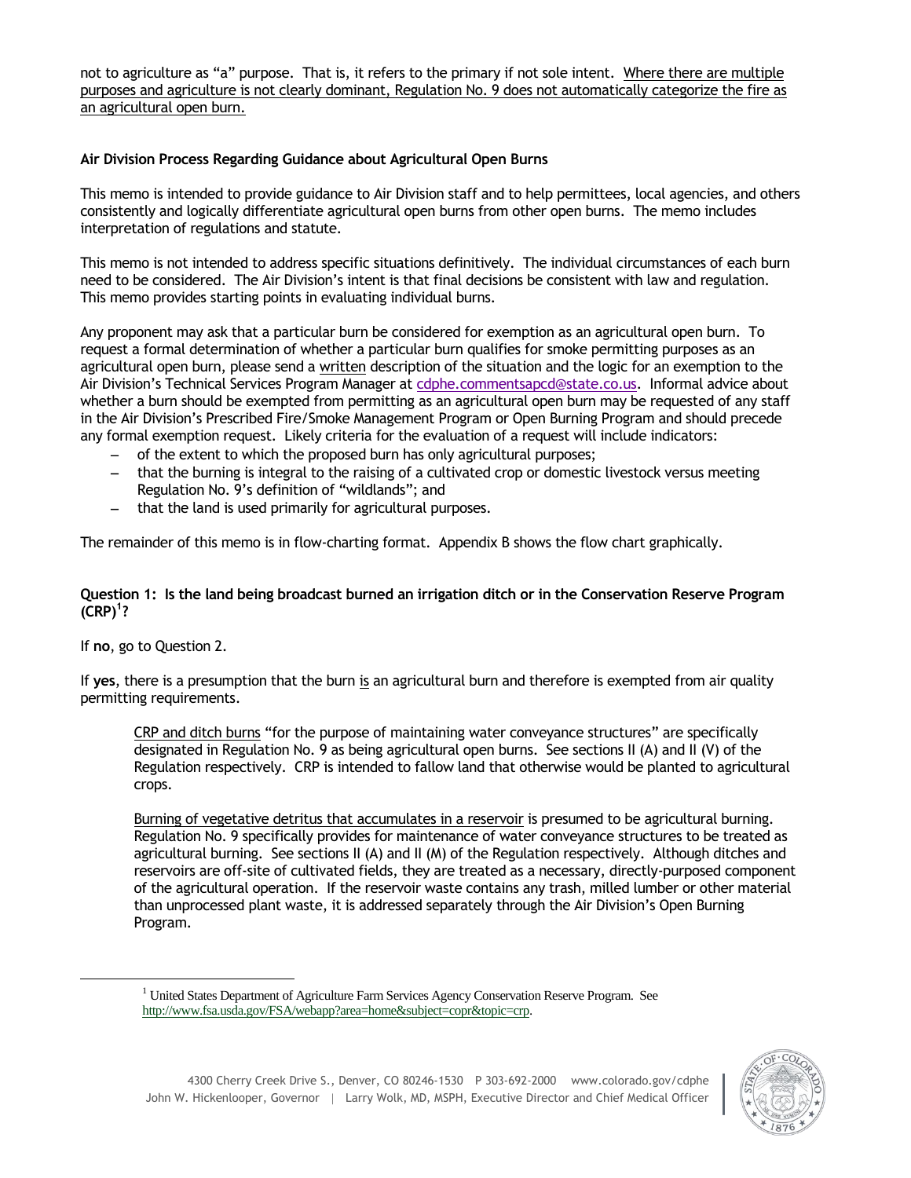not to agriculture as "a" purpose. That is, it refers to the primary if not sole intent. <u>Where there are multiple purposes and agriculture is not clearly dominant, Regulation No. 9 does not automatically categorize the fire as an agricultural open burn.</u>

**Air Division Process Regarding Guidance about Agricultural Open Burns**

This memo is intended to provide guidance to Air Division staff and to help permittees, local agencies, and others consistently and logically differentiate agricultural open burns from other open burns. The memo includes interpretation of regulations and statute.

This memo is not intended to address specific situations definitively. The individual circumstances of each burn need to be considered. The Air Division's intent is that final decisions be consistent with law and regulation. This memo provides starting points in evaluating individual burns.

Any proponent may ask that a particular burn be considered for exemption as an agricultural open burn. To request a formal determination of whether a particular burn qualifies for smoke permitting purposes as an agricultural open burn, please send a <u>written</u> description of the situation and the logic for an exemption to the Air Division's Technical Services Program Manager at cdphe.commentsapcd@state.co.us. Informal advice about whether a burn should be exempted from permitting as an agricultural open burn may be requested of any staff in the Air Division's Prescribed Fire/Smoke Management Program or Open Burning Program and should precede any formal exemption request. Likely criteria for the evaluation of a request will include indicators:

- of the extent to which the proposed burn has only agricultural purposes;
- that the burning is integral to the raising of a cultivated crop or domestic livestock versus meeting Regulation No. 9's definition of "wildlands"; and
- that the land is used primarily for agricultural purposes.

The remainder of this memo is in flow-charting format. Appendix B shows the flow chart graphically.

**Question 1: Is the land being broadcast burned an irrigation ditch or in the Conservation Reserve Program (CRP)[1]?**

If **no**, go to Question 2.

If **yes**, there is a presumption that the burn <u>is</u> an agricultural burn and therefore is exempted from air quality permitting requirements.

> <u>CRP and ditch burns</u> "for the purpose of maintaining water conveyance structures" are specifically designated in Regulation No. 9 as being agricultural open burns. See sections II (A) and II (V) of the Regulation respectively. CRP is intended to fallow land that otherwise would be planted to agricultural crops.
>
> <u>Burning of vegetative detritus that accumulates in a reservoir</u> is presumed to be agricultural burning. Regulation No. 9 specifically provides for maintenance of water conveyance structures to be treated as agricultural burning. See sections II (A) and II (M) of the Regulation respectively. Although ditches and reservoirs are off-site of cultivated fields, they are treated as a necessary, directly-purposed component of the agricultural operation. If the reservoir waste contains any trash, milled lumber or other material than unprocessed plant waste, it is addressed separately through the Air Division's Open Burning Program.

[1] United States Department of Agriculture Farm Services Agency Conservation Reserve Program. See http://www.fsa.usda.gov/FSA/webapp?area=home&subject=copr&topic=crp.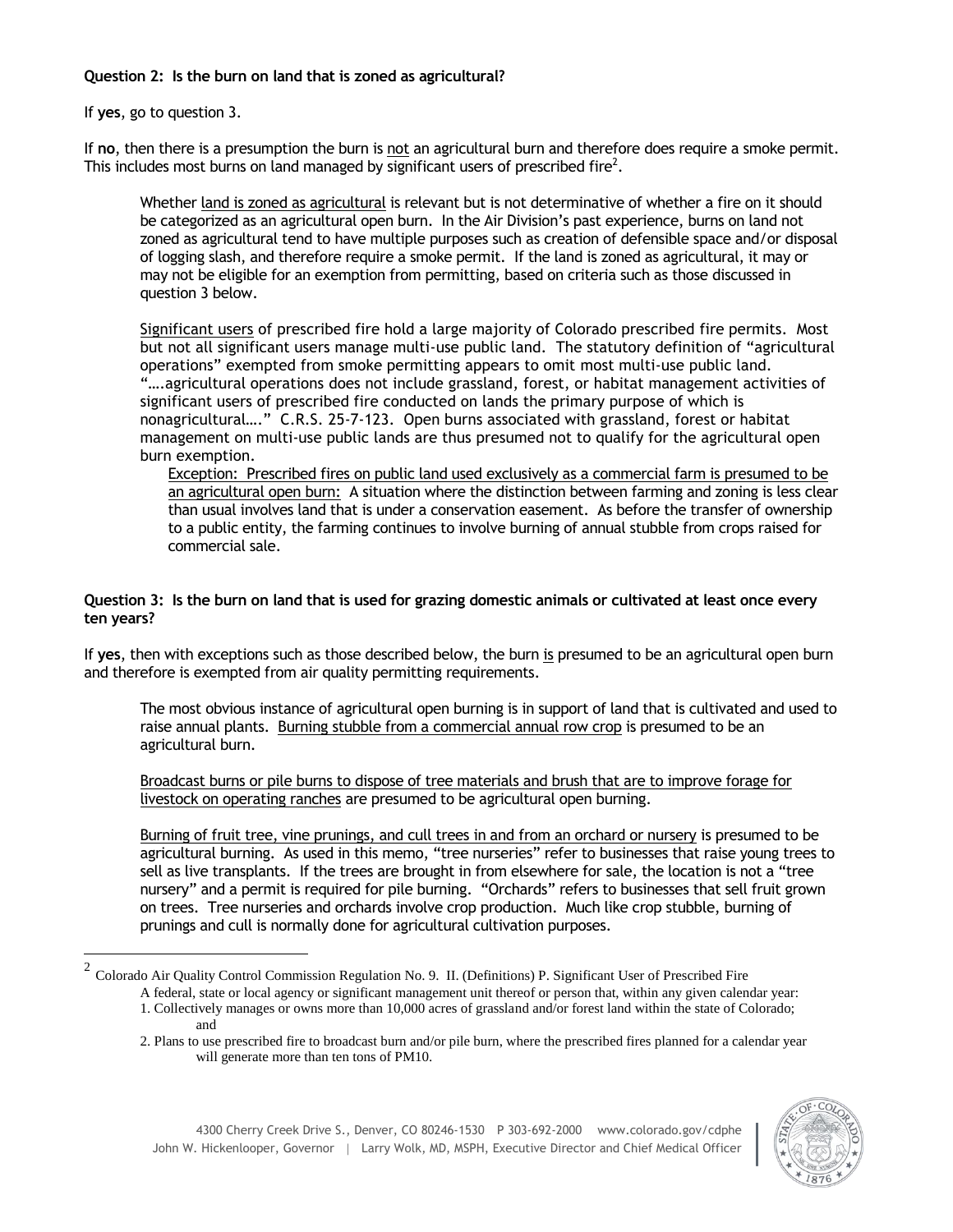**Question 2: Is the burn on land that is zoned as agricultural?**

If **yes**, go to question 3.

If **no**, then there is a presumption the burn is not an agricultural burn and therefore does require a smoke permit. This includes most burns on land managed by significant users of prescribed fire[2].

> Whether land is zoned as agricultural is relevant but is not determinative of whether a fire on it should be categorized as an agricultural open burn. In the Air Division's past experience, burns on land not zoned as agricultural tend to have multiple purposes such as creation of defensible space and/or disposal of logging slash, and therefore require a smoke permit. If the land is zoned as agricultural, it may or may not be eligible for an exemption from permitting, based on criteria such as those discussed in question 3 below.
>
> Significant users of prescribed fire hold a large majority of Colorado prescribed fire permits. Most but not all significant users manage multi-use public land. The statutory definition of "agricultural operations" exempted from smoke permitting appears to omit most multi-use public land. "….agricultural operations does not include grassland, forest, or habitat management activities of significant users of prescribed fire conducted on lands the primary purpose of which is nonagricultural…." C.R.S. 25-7-123. Open burns associated with grassland, forest or habitat management on multi-use public lands are thus presumed not to qualify for the agricultural open burn exemption.
>
> > Exception: Prescribed fires on public land used exclusively as a commercial farm is presumed to be an agricultural open burn: A situation where the distinction between farming and zoning is less clear than usual involves land that is under a conservation easement. As before the transfer of ownership to a public entity, the farming continues to involve burning of annual stubble from crops raised for commercial sale.

**Question 3: Is the burn on land that is used for grazing domestic animals or cultivated at least once every ten years?**

If **yes**, then with exceptions such as those described below, the burn is presumed to be an agricultural open burn and therefore is exempted from air quality permitting requirements.

> The most obvious instance of agricultural open burning is in support of land that is cultivated and used to raise annual plants. Burning stubble from a commercial annual row crop is presumed to be an agricultural burn.
>
> Broadcast burns or pile burns to dispose of tree materials and brush that are to improve forage for livestock on operating ranches are presumed to be agricultural open burning.
>
> Burning of fruit tree, vine prunings, and cull trees in and from an orchard or nursery is presumed to be agricultural burning. As used in this memo, "tree nurseries" refer to businesses that raise young trees to sell as live transplants. If the trees are brought in from elsewhere for sale, the location is not a "tree nursery" and a permit is required for pile burning. "Orchards" refers to businesses that sell fruit grown on trees. Tree nurseries and orchards involve crop production. Much like crop stubble, burning of prunings and cull is normally done for agricultural cultivation purposes.

---

[2] Colorado Air Quality Control Commission Regulation No. 9. II. (Definitions) P. Significant User of Prescribed Fire
A federal, state or local agency or significant management unit thereof or person that, within any given calendar year:
1. Collectively manages or owns more than 10,000 acres of grassland and/or forest land within the state of Colorado; and
2. Plans to use prescribed fire to broadcast burn and/or pile burn, where the prescribed fires planned for a calendar year will generate more than ten tons of PM10.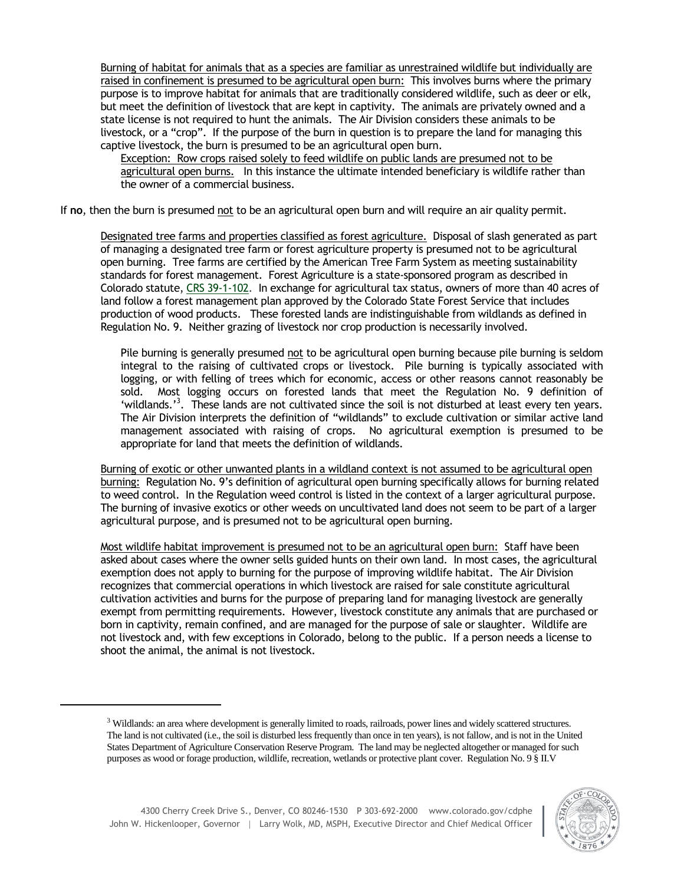Burning of habitat for animals that as a species are familiar as unrestrained wildlife but individually are raised in confinement is presumed to be agricultural open burn: This involves burns where the primary purpose is to improve habitat for animals that are traditionally considered wildlife, such as deer or elk, but meet the definition of livestock that are kept in captivity. The animals are privately owned and a state license is not required to hunt the animals. The Air Division considers these animals to be livestock, or a "crop". If the purpose of the burn in question is to prepare the land for managing this captive livestock, the burn is presumed to be an agricultural open burn.

Exception: Row crops raised solely to feed wildlife on public lands are presumed not to be agricultural open burns. In this instance the ultimate intended beneficiary is wildlife rather than the owner of a commercial business.

If **no**, then the burn is presumed not to be an agricultural open burn and will require an air quality permit.

Designated tree farms and properties classified as forest agriculture. Disposal of slash generated as part of managing a designated tree farm or forest agriculture property is presumed not to be agricultural open burning. Tree farms are certified by the American Tree Farm System as meeting sustainability standards for forest management. Forest Agriculture is a state-sponsored program as described in Colorado statute, CRS 39-1-102. In exchange for agricultural tax status, owners of more than 40 acres of land follow a forest management plan approved by the Colorado State Forest Service that includes production of wood products. These forested lands are indistinguishable from wildlands as defined in Regulation No. 9. Neither grazing of livestock nor crop production is necessarily involved.

Pile burning is generally presumed not to be agricultural open burning because pile burning is seldom integral to the raising of cultivated crops or livestock. Pile burning is typically associated with logging, or with felling of trees which for economic, access or other reasons cannot reasonably be sold. Most logging occurs on forested lands that meet the Regulation No. 9 definition of 'wildlands.'[3]. These lands are not cultivated since the soil is not disturbed at least every ten years. The Air Division interprets the definition of "wildlands" to exclude cultivation or similar active land management associated with raising of crops. No agricultural exemption is presumed to be appropriate for land that meets the definition of wildlands.

Burning of exotic or other unwanted plants in a wildland context is not assumed to be agricultural open burning: Regulation No. 9's definition of agricultural open burning specifically allows for burning related to weed control. In the Regulation weed control is listed in the context of a larger agricultural purpose. The burning of invasive exotics or other weeds on uncultivated land does not seem to be part of a larger agricultural purpose, and is presumed not to be agricultural open burning.

Most wildlife habitat improvement is presumed not to be an agricultural open burn: Staff have been asked about cases where the owner sells guided hunts on their own land. In most cases, the agricultural exemption does not apply to burning for the purpose of improving wildlife habitat. The Air Division recognizes that commercial operations in which livestock are raised for sale constitute agricultural cultivation activities and burns for the purpose of preparing land for managing livestock are generally exempt from permitting requirements. However, livestock constitute any animals that are purchased or born in captivity, remain confined, and are managed for the purpose of sale or slaughter. Wildlife are not livestock and, with few exceptions in Colorado, belong to the public. If a person needs a license to shoot the animal, the animal is not livestock.

[3] Wildlands: an area where development is generally limited to roads, railroads, power lines and widely scattered structures. The land is not cultivated (i.e., the soil is disturbed less frequently than once in ten years), is not fallow, and is not in the United States Department of Agriculture Conservation Reserve Program. The land may be neglected altogether or managed for such purposes as wood or forage production, wildlife, recreation, wetlands or protective plant cover. Regulation No. 9 § II.V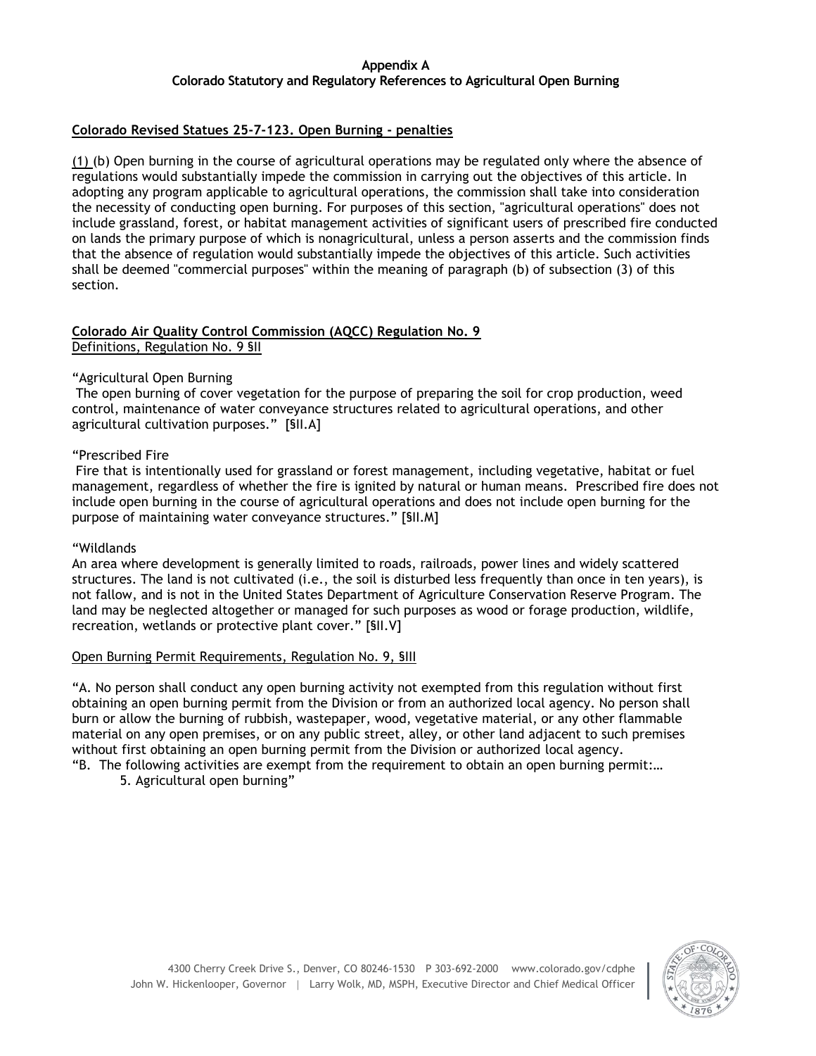**Appendix A**
**Colorado Statutory and Regulatory References to Agricultural Open Burning**

**Colorado Revised Statues 25-7-123. Open Burning - penalties**

(1) (b) Open burning in the course of agricultural operations may be regulated only where the absence of regulations would substantially impede the commission in carrying out the objectives of this article. In adopting any program applicable to agricultural operations, the commission shall take into consideration the necessity of conducting open burning. For purposes of this section, "agricultural operations" does not include grassland, forest, or habitat management activities of significant users of prescribed fire conducted on lands the primary purpose of which is nonagricultural, unless a person asserts and the commission finds that the absence of regulation would substantially impede the objectives of this article. Such activities shall be deemed "commercial purposes" within the meaning of paragraph (b) of subsection (3) of this section.

**Colorado Air Quality Control Commission (AQCC) Regulation No. 9**
Definitions, Regulation No. 9 §II

"Agricultural Open Burning
The open burning of cover vegetation for the purpose of preparing the soil for crop production, weed control, maintenance of water conveyance structures related to agricultural operations, and other agricultural cultivation purposes." [§II.A]

"Prescribed Fire
Fire that is intentionally used for grassland or forest management, including vegetative, habitat or fuel management, regardless of whether the fire is ignited by natural or human means. Prescribed fire does not include open burning in the course of agricultural operations and does not include open burning for the purpose of maintaining water conveyance structures." [§II.M]

"Wildlands
An area where development is generally limited to roads, railroads, power lines and widely scattered structures. The land is not cultivated (i.e., the soil is disturbed less frequently than once in ten years), is not fallow, and is not in the United States Department of Agriculture Conservation Reserve Program. The land may be neglected altogether or managed for such purposes as wood or forage production, wildlife, recreation, wetlands or protective plant cover." [§II.V]

Open Burning Permit Requirements, Regulation No. 9, §III

"A. No person shall conduct any open burning activity not exempted from this regulation without first obtaining an open burning permit from the Division or from an authorized local agency. No person shall burn or allow the burning of rubbish, wastepaper, wood, vegetative material, or any other flammable material on any open premises, or on any public street, alley, or other land adjacent to such premises without first obtaining an open burning permit from the Division or authorized local agency.
"B. The following activities are exempt from the requirement to obtain an open burning permit:…

5. Agricultural open burning"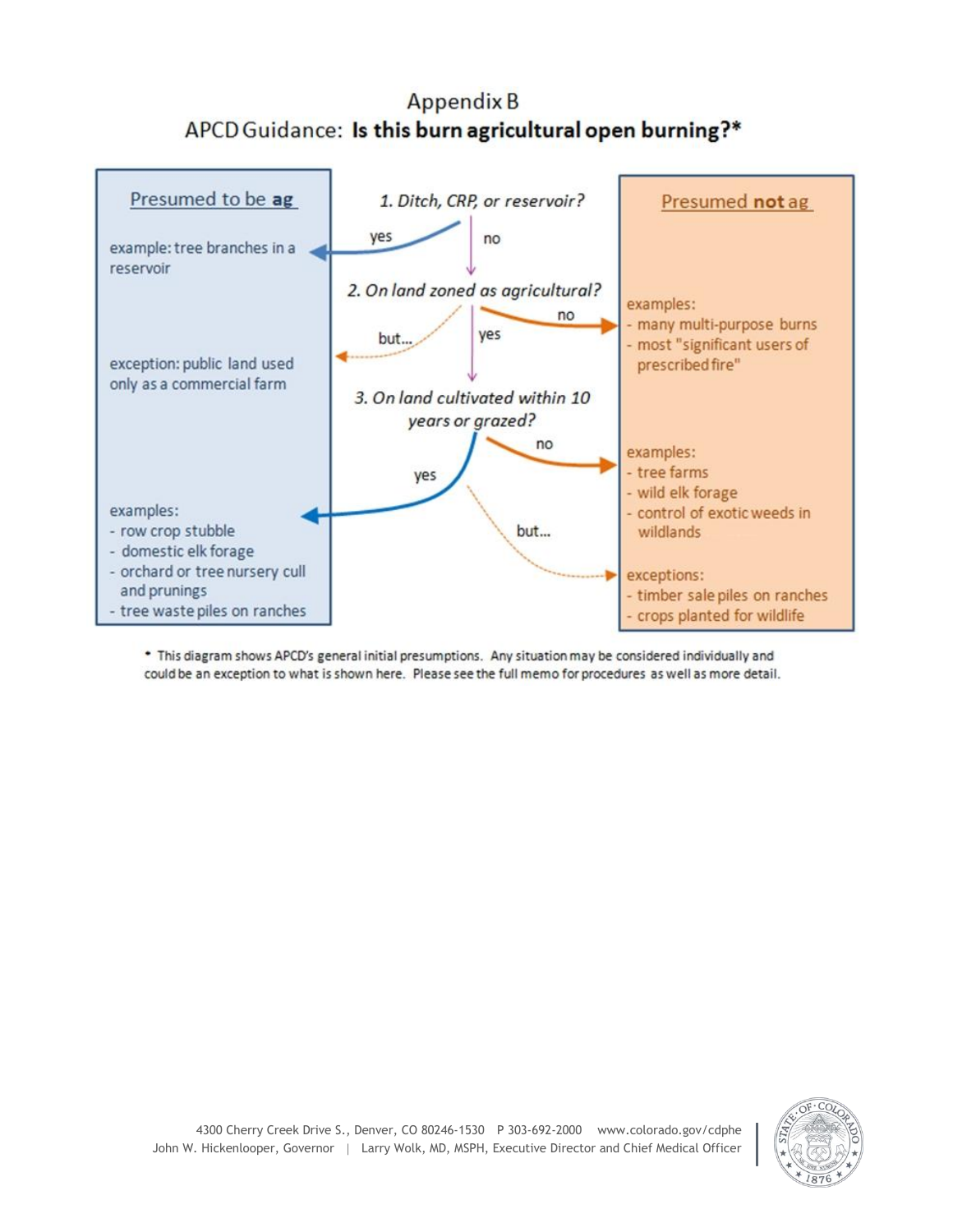# Appendix B

## APCD Guidance: **Is this burn agricultural open burning?***

Presumed to be **ag**

example: tree branches in a reservoir

exception: public land used only as a commercial farm

examples:
- row crop stubble
- domestic elk forage
- orchard or tree nursery cull and prunings
- tree waste piles on ranches

*1. Ditch, CRP, or reservoir?*

yes

no

*2. On land zoned as agricultural?*

but...

yes

no

*3. On land cultivated within 10 years or grazed?*

yes

no

but...

Presumed **not** ag

examples:
- many multi-purpose burns
- most "significant users of prescribed fire"

examples:
- tree farms
- wild elk forage
- control of exotic weeds in wildlands

exceptions:
- timber sale piles on ranches
- crops planted for wildlife

\* This diagram shows APCD's general initial presumptions. Any situation may be considered individually and could be an exception to what is shown here. Please see the full memo for procedures as well as more detail.